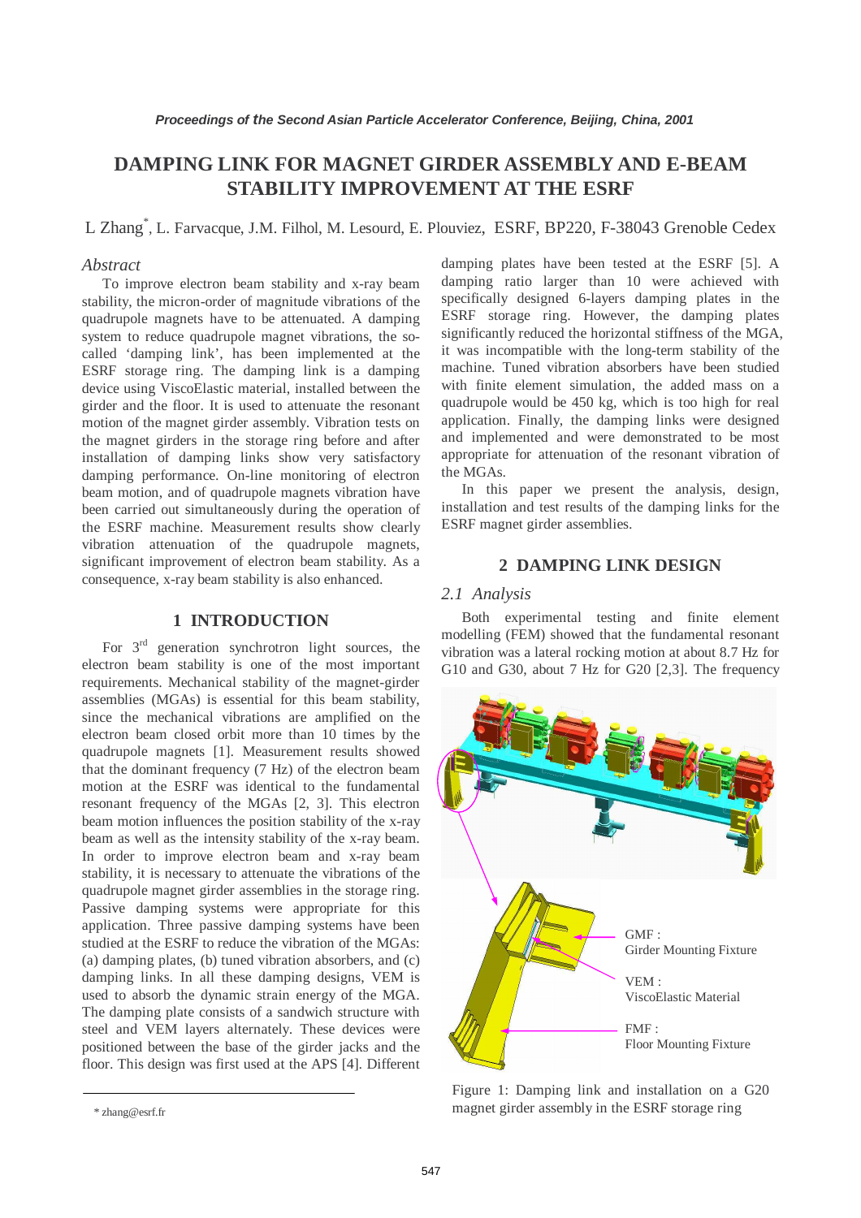# DAMPING LINK FOR MAGNET GIRDER ASSEMBLY AND E-BEAM STABILITY IMPROVEMENT AT THE ESRF

L Zhang*, L. Farvacque, J.M. Filhol, M. Lesourd, E. Plouviez, ESRF, BP220, F-38043 Grenoble Cedex

## *Abstract*

To improve electron beam stability and x-ray beam stability, the micron-order of magnitude vibrations of the quadrupole magnets have to be attenuated. A damping system to reduce quadrupole magnet vibrations, the so-called 'damping link', has been implemented at the ESRF storage ring. The damping link is a damping device using ViscoElastic material, installed between the girder and the floor. It is used to attenuate the resonant motion of the magnet girder assembly. Vibration tests on the magnet girders in the storage ring before and after installation of damping links show very satisfactory damping performance. On-line monitoring of electron beam motion, and of quadrupole magnets vibration have been carried out simultaneously during the operation of the ESRF machine. Measurement results show clearly vibration attenuation of the quadrupole magnets, significant improvement of electron beam stability. As a consequence, x-ray beam stability is also enhanced.

## 1 INTRODUCTION

For 3rd generation synchrotron light sources, the electron beam stability is one of the most important requirements. Mechanical stability of the magnet-girder assemblies (MGAs) is essential for this beam stability, since the mechanical vibrations are amplified on the electron beam closed orbit more than 10 times by the quadrupole magnets [1]. Measurement results showed that the dominant frequency (7 Hz) of the electron beam motion at the ESRF was identical to the fundamental resonant frequency of the MGAs [2, 3]. This electron beam motion influences the position stability of the x-ray beam as well as the intensity stability of the x-ray beam. In order to improve electron beam and x-ray beam stability, it is necessary to attenuate the vibrations of the quadrupole magnet girder assemblies in the storage ring. Passive damping systems were appropriate for this application. Three passive damping systems have been studied at the ESRF to reduce the vibration of the MGAs: (a) damping plates, (b) tuned vibration absorbers, and (c) damping links. In all these damping designs, VEM is used to absorb the dynamic strain energy of the MGA. The damping plate consists of a sandwich structure with steel and VEM layers alternately. These devices were positioned between the base of the girder jacks and the floor. This design was first used at the APS [4]. Different damping plates have been tested at the ESRF [5]. A damping ratio larger than 10 were achieved with specifically designed 6-layers damping plates in the ESRF storage ring. However, the damping plates significantly reduced the horizontal stiffness of the MGA, it was incompatible with the long-term stability of the machine. Tuned vibration absorbers have been studied with finite element simulation, the added mass on a quadrupole would be 450 kg, which is too high for real application. Finally, the damping links were designed and implemented and were demonstrated to be most appropriate for attenuation of the resonant vibration of the MGAs.

In this paper we present the analysis, design, installation and test results of the damping links for the ESRF magnet girder assemblies.

## 2 DAMPING LINK DESIGN

### *2.1 Analysis*

Both experimental testing and finite element modelling (FEM) showed that the fundamental resonant vibration was a lateral rocking motion at about 8.7 Hz for G10 and G30, about 7 Hz for G20 [2,3]. The frequency

GMF : Girder Mounting Fixture

VEM : ViscoElastic Material

FMF : Floor Mounting Fixture

Figure 1: Damping link and installation on a G20 magnet girder assembly in the ESRF storage ring

* zhang@esrf.fr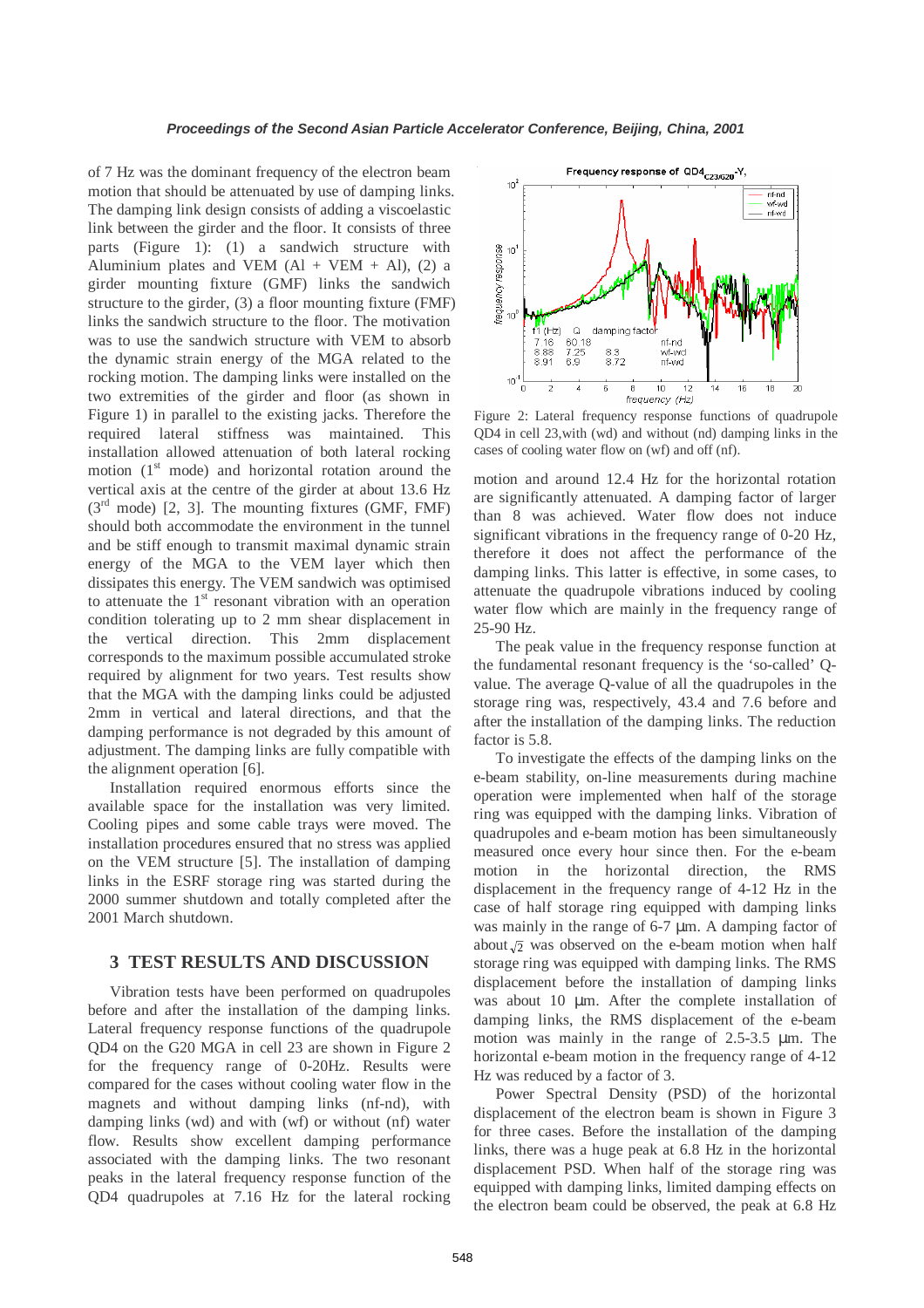of 7 Hz was the dominant frequency of the electron beam motion that should be attenuated by use of damping links. The damping link design consists of adding a viscoelastic link between the girder and the floor. It consists of three parts (Figure 1): (1) a sandwich structure with Aluminium plates and VEM (Al + VEM + Al), (2) a girder mounting fixture (GMF) links the sandwich structure to the girder, (3) a floor mounting fixture (FMF) links the sandwich structure to the floor. The motivation was to use the sandwich structure with VEM to absorb the dynamic strain energy of the MGA related to the rocking motion. The damping links were installed on the two extremities of the girder and floor (as shown in Figure 1) in parallel to the existing jacks. Therefore the required lateral stiffness was maintained. This installation allowed attenuation of both lateral rocking motion (1[st] mode) and horizontal rotation around the vertical axis at the centre of the girder at about 13.6 Hz (3[rd] mode) [2, 3]. The mounting fixtures (GMF, FMF) should both accommodate the environment in the tunnel and be stiff enough to transmit maximal dynamic strain energy of the MGA to the VEM layer which then dissipates this energy. The VEM sandwich was optimised to attenuate the 1[st] resonant vibration with an operation condition tolerating up to 2 mm shear displacement in the vertical direction. This 2mm displacement corresponds to the maximum possible accumulated stroke required by alignment for two years. Test results show that the MGA with the damping links could be adjusted 2mm in vertical and lateral directions, and that the damping performance is not degraded by this amount of adjustment. The damping links are fully compatible with the alignment operation [6].

Installation required enormous efforts since the available space for the installation was very limited. Cooling pipes and some cable trays were moved. The installation procedures ensured that no stress was applied on the VEM structure [5]. The installation of damping links in the ESRF storage ring was started during the 2000 summer shutdown and totally completed after the 2001 March shutdown.

## 3 TEST RESULTS AND DISCUSSION

Vibration tests have been performed on quadrupoles before and after the installation of the damping links. Lateral frequency response functions of the quadrupole QD4 on the G20 MGA in cell 23 are shown in Figure 2 for the frequency range of 0-20Hz. Results were compared for the cases without cooling water flow in the magnets and without damping links (nf-nd), with damping links (wd) and with (wf) or without (nf) water flow. Results show excellent damping performance associated with the damping links. The two resonant peaks in the lateral frequency response function of the QD4 quadrupoles at 7.16 Hz for the lateral rocking motion and around 12.4 Hz for the horizontal rotation are significantly attenuated. A damping factor of larger than 8 was achieved. Water flow does not induce significant vibrations in the frequency range of 0-20 Hz, therefore it does not affect the performance of the damping links. This latter is effective, in some cases, to attenuate the quadrupole vibrations induced by cooling water flow which are mainly in the frequency range of 25-90 Hz.

Figure 2: Lateral frequency response functions of quadrupole QD4 in cell 23,with (wd) and without (nd) damping links in the cases of cooling water flow on (wf) and off (nf).

The peak value in the frequency response function at the fundamental resonant frequency is the 'so-called' Q-value. The average Q-value of all the quadrupoles in the storage ring was, respectively, 43.4 and 7.6 before and after the installation of the damping links. The reduction factor is 5.8.

To investigate the effects of the damping links on the e-beam stability, on-line measurements during machine operation were implemented when half of the storage ring was equipped with the damping links. Vibration of quadrupoles and e-beam motion has been simultaneously measured once every hour since then. For the e-beam motion in the horizontal direction, the RMS displacement in the frequency range of 4-12 Hz in the case of half storage ring equipped with damping links was mainly in the range of 6-7 µm. A damping factor of about $\sqrt{2}$ was observed on the e-beam motion when half storage ring was equipped with damping links. The RMS displacement before the installation of damping links was about 10 µm. After the complete installation of damping links, the RMS displacement of the e-beam motion was mainly in the range of 2.5-3.5 µm. The horizontal e-beam motion in the frequency range of 4-12 Hz was reduced by a factor of 3.

Power Spectral Density (PSD) of the horizontal displacement of the electron beam is shown in Figure 3 for three cases. Before the installation of the damping links, there was a huge peak at 6.8 Hz in the horizontal displacement PSD. When half of the storage ring was equipped with damping links, limited damping effects on the electron beam could be observed, the peak at 6.8 Hz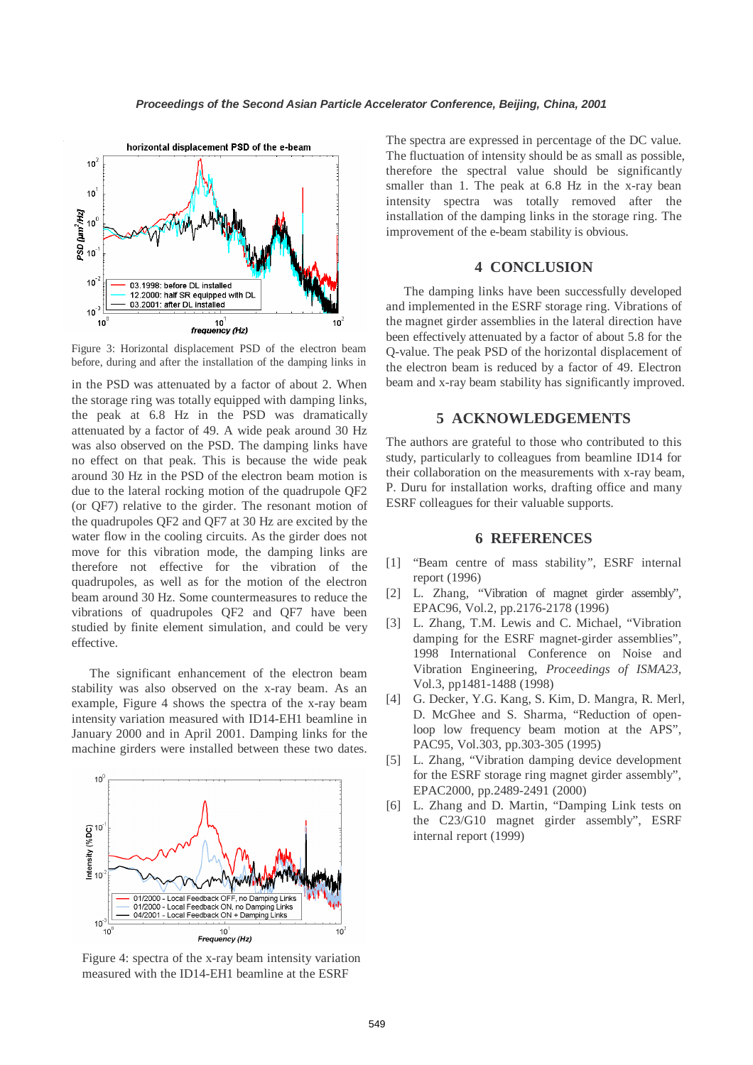horizontal displacement PSD of the e-beam

PSD [μm²/Hz]

$10^{2}$
$10^{1}$
$10^{0}$
$10^{-1}$
$10^{-2}$
$10^{-3}$

$10^{0}$
$10^{1}$
$10^{2}$

frequency (Hz)

03.1998: before DL installed
12.2000: half SR equipped with DL
03.2001: after DL installed

Figure 3: Horizontal displacement PSD of the electron beam before, during and after the installation of the damping links in

in the PSD was attenuated by a factor of about 2. When the storage ring was totally equipped with damping links, the peak at 6.8 Hz in the PSD was dramatically attenuated by a factor of 49. A wide peak around 30 Hz was also observed on the PSD. The damping links have no effect on that peak. This is because the wide peak around 30 Hz in the PSD of the electron beam motion is due to the lateral rocking motion of the quadrupole QF2 (or QF7) relative to the girder. The resonant motion of the quadrupoles QF2 and QF7 at 30 Hz are excited by the water flow in the cooling circuits. As the girder does not move for this vibration mode, the damping links are therefore not effective for the vibration of the quadrupoles, as well as for the motion of the electron beam around 30 Hz. Some countermeasures to reduce the vibrations of quadrupoles QF2 and QF7 have been studied by finite element simulation, and could be very effective.

The significant enhancement of the electron beam stability was also observed on the x-ray beam. As an example, Figure 4 shows the spectra of the x-ray beam intensity variation measured with ID14-EH1 beamline in January 2000 and in April 2001. Damping links for the machine girders were installed between these two dates.

Intensity (%DC)

$10^{0}$
$10^{-1}$
$10^{-2}$
$10^{-3}$

$10^{0}$
$10^{1}$
$10^{2}$

Frequency (Hz)

01/2000 - Local Feedback OFF, no Damping Links
01/2000 - Local Feedback ON, no Damping Links
04/2001 - Local Feedback ON + Damping Links

Figure 4: spectra of the x-ray beam intensity variation measured with the ID14-EH1 beamline at the ESRF

The spectra are expressed in percentage of the DC value. The fluctuation of intensity should be as small as possible, therefore the spectral value should be significantly smaller than 1. The peak at 6.8 Hz in the x-ray bean intensity spectra was totally removed after the installation of the damping links in the storage ring. The improvement of the e-beam stability is obvious.

## 4 CONCLUSION

The damping links have been successfully developed and implemented in the ESRF storage ring. Vibrations of the magnet girder assemblies in the lateral direction have been effectively attenuated by a factor of about 5.8 for the Q-value. The peak PSD of the horizontal displacement of the electron beam is reduced by a factor of 49. Electron beam and x-ray beam stability has significantly improved.

## 5 ACKNOWLEDGEMENTS

The authors are grateful to those who contributed to this study, particularly to colleagues from beamline ID14 for their collaboration on the measurements with x-ray beam, P. Duru for installation works, drafting office and many ESRF colleagues for their valuable supports.

## 6 REFERENCES

[1] "Beam centre of mass stability", ESRF internal report (1996)

[2] L. Zhang, "Vibration of magnet girder assembly", EPAC96, Vol.2, pp.2176-2178 (1996)

[3] L. Zhang, T.M. Lewis and C. Michael, "Vibration damping for the ESRF magnet-girder assemblies", 1998 International Conference on Noise and Vibration Engineering, *Proceedings of ISMA23,* Vol.3, pp1481-1488 (1998)

[4] G. Decker, Y.G. Kang, S. Kim, D. Mangra, R. Merl, D. McGhee and S. Sharma, "Reduction of open-loop low frequency beam motion at the APS", PAC95, Vol.303, pp.303-305 (1995)

[5] L. Zhang, "Vibration damping device development for the ESRF storage ring magnet girder assembly", EPAC2000, pp.2489-2491 (2000)

[6] L. Zhang and D. Martin, "Damping Link tests on the C23/G10 magnet girder assembly", ESRF internal report (1999)